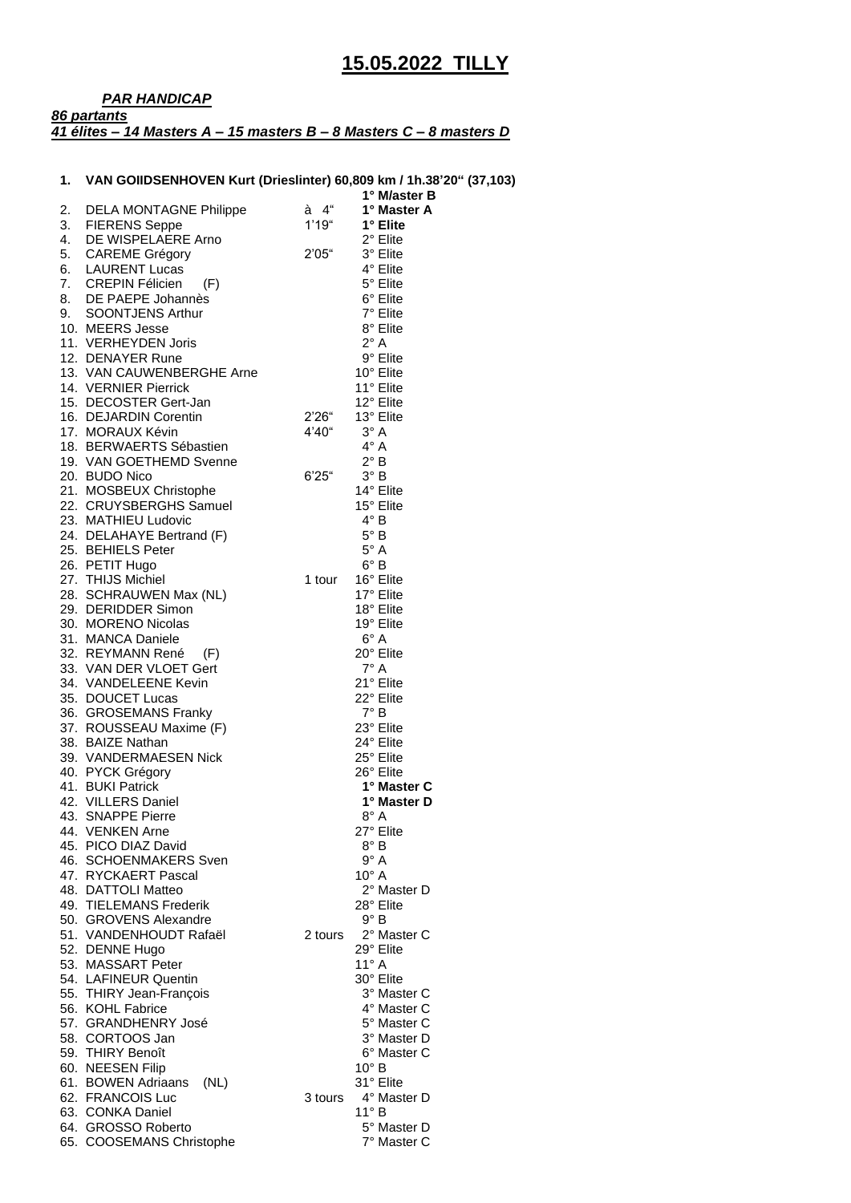# 15.05.2022 TILLY

***PAR HANDICAP***

***86 partants***

***41 élites – 14 Masters A – 15 masters B – 8 Masters C – 8 masters D***

**1. VAN GOIDSENHOVEN Kurt (Drieslinter) 60,809 km / 1h.38'20" (37,103)** **1° M/aster B**

| # | Nom | Écart | Classement |
|---|---|---|---|
| 2. | DELA MONTAGNE Philippe | à 4" | **1° Master A** |
| 3. | FIERENS Seppe | 1'19" | **1° Elite** |
| 4. | DE WISPELAERE Arno | | 2° Elite |
| 5. | CAREME Grégory | 2'05" | 3° Elite |
| 6. | LAURENT Lucas | | 4° Elite |
| 7. | CREPIN Félicien (F) | | 5° Elite |
| 8. | DE PAEPE Johannès | | 6° Elite |
| 9. | SOONTJENS Arthur | | 7° Elite |
| 10. | MEERS Jesse | | 8° Elite |
| 11. | VERHEYDEN Joris | | 2° A |
| 12. | DENAYER Rune | | 9° Elite |
| 13. | VAN CAUWENBERGHE Arne | | 10° Elite |
| 14. | VERNIER Pierrick | | 11° Elite |
| 15. | DECOSTER Gert-Jan | | 12° Elite |
| 16. | DEJARDIN Corentin | 2'26" | 13° Elite |
| 17. | MORAUX Kévin | 4'40" | 3° A |
| 18. | BERWAERTS Sébastien | | 4° A |
| 19. | VAN GOETHEMD Svenne | | 2° B |
| 20. | BUDO Nico | 6'25" | 3° B |
| 21. | MOSBEUX Christophe | | 14° Elite |
| 22. | CRUYSBERGHS Samuel | | 15° Elite |
| 23. | MATHIEU Ludovic | | 4° B |
| 24. | DELAHAYE Bertrand (F) | | 5° B |
| 25. | BEHIELS Peter | | 5° A |
| 26. | PETIT Hugo | | 6° B |
| 27. | THIJS Michiel | 1 tour | 16° Elite |
| 28. | SCHRAUWEN Max (NL) | | 17° Elite |
| 29. | DERIDDER Simon | | 18° Elite |
| 30. | MORENO Nicolas | | 19° Elite |
| 31. | MANCA Daniele | | 6° A |
| 32. | REYMANN René (F) | | 20° Elite |
| 33. | VAN DER VLOET Gert | | 7° A |
| 34. | VANDELEENE Kevin | | 21° Elite |
| 35. | DOUCET Lucas | | 22° Elite |
| 36. | GROSEMANS Franky | | 7° B |
| 37. | ROUSSEAU Maxime (F) | | 23° Elite |
| 38. | BAIZE Nathan | | 24° Elite |
| 39. | VANDERMAESEN Nick | | 25° Elite |
| 40. | PYCK Grégory | | 26° Elite |
| 41. | BUKI Patrick | | **1° Master C** |
| 42. | VILLERS Daniel | | **1° Master D** |
| 43. | SNAPPE Pierre | | 8° A |
| 44. | VENKEN Arne | | 27° Elite |
| 45. | PICO DIAZ David | | 8° B |
| 46. | SCHOENMAKERS Sven | | 9° A |
| 47. | RYCKAERT Pascal | | 10° A |
| 48. | DATTOLI Matteo | | 2° Master D |
| 49. | TIELEMANS Frederik | | 28° Elite |
| 50. | GROVENS Alexandre | | 9° B |
| 51. | VANDENHOUDT Rafaël | 2 tours | 2° Master C |
| 52. | DENNE Hugo | | 29° Elite |
| 53. | MASSART Peter | | 11° A |
| 54. | LAFINEUR Quentin | | 30° Elite |
| 55. | THIRY Jean-François | | 3° Master C |
| 56. | KOHL Fabrice | | 4° Master C |
| 57. | GRANDHENRY José | | 5° Master C |
| 58. | CORTOOS Jan | | 3° Master D |
| 59. | THIRY Benoît | | 6° Master C |
| 60. | NEESEN Filip | | 10° B |
| 61. | BOWEN Adriaans (NL) | | 31° Elite |
| 62. | FRANCOIS Luc | 3 tours | 4° Master D |
| 63. | CONKA Daniel | | 11° B |
| 64. | GROSSO Roberto | | 5° Master D |
| 65. | COOSEMANS Christophe | | 7° Master C |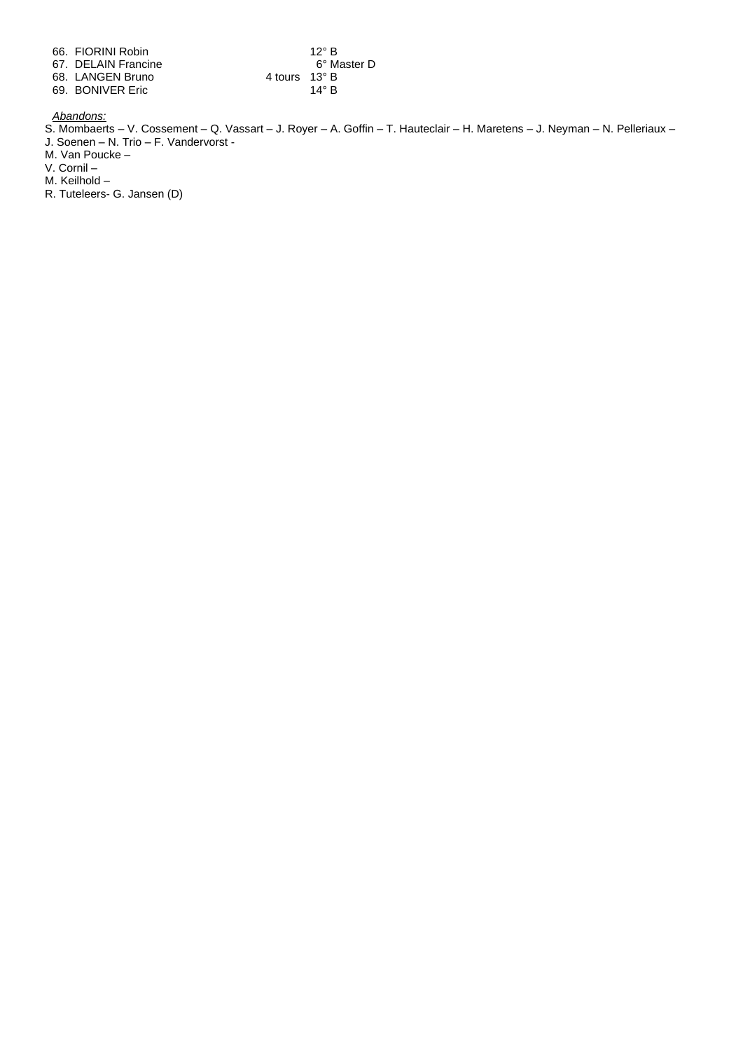| | | | |
|---|---|---|---|
| 66. | FIORINI Robin | | 12° B |
| 67. | DELAIN Francine | | 6° Master D |
| 68. | LANGEN Bruno | 4 tours | 13° B |
| 69. | BONIVER Eric | | 14° B |

*Abandons:*

S. Mombaerts – V. Cossement – Q. Vassart – J. Royer – A. Goffin – T. Hauteclair – H. Maretens – J. Neyman – N. Pelleriaux – J. Soenen – N. Trio – F. Vandervorst -
M. Van Poucke –
V. Cornil –
M. Keilhold –
R. Tuteleers- G. Jansen (D)